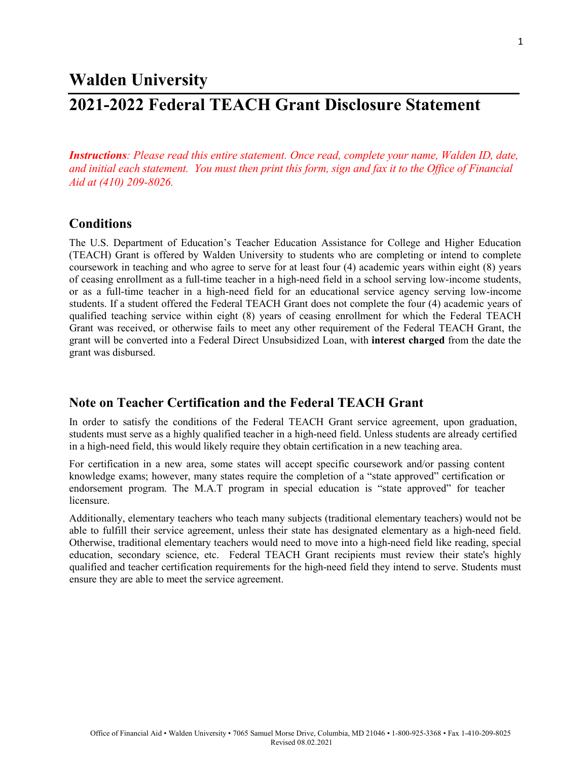# Walden University

# 2021-2022 Federal TEACH Grant Disclosure Statement

***Instructions**: Please read this entire statement. Once read, complete your name, Walden ID, date, and initial each statement. You must then print this form, sign and fax it to the Office of Financial Aid at (410) 209-8026.*

## Conditions

The U.S. Department of Education's Teacher Education Assistance for College and Higher Education (TEACH) Grant is offered by Walden University to students who are completing or intend to complete coursework in teaching and who agree to serve for at least four (4) academic years within eight (8) years of ceasing enrollment as a full-time teacher in a high-need field in a school serving low-income students, or as a full-time teacher in a high-need field for an educational service agency serving low-income students. If a student offered the Federal TEACH Grant does not complete the four (4) academic years of qualified teaching service within eight (8) years of ceasing enrollment for which the Federal TEACH Grant was received, or otherwise fails to meet any other requirement of the Federal TEACH Grant, the grant will be converted into a Federal Direct Unsubsidized Loan, with **interest charged** from the date the grant was disbursed.

## Note on Teacher Certification and the Federal TEACH Grant

In order to satisfy the conditions of the Federal TEACH Grant service agreement, upon graduation, students must serve as a highly qualified teacher in a high-need field. Unless students are already certified in a high-need field, this would likely require they obtain certification in a new teaching area.

For certification in a new area, some states will accept specific coursework and/or passing content knowledge exams; however, many states require the completion of a "state approved" certification or endorsement program. The M.A.T program in special education is "state approved" for teacher licensure.

Additionally, elementary teachers who teach many subjects (traditional elementary teachers) would not be able to fulfill their service agreement, unless their state has designated elementary as a high-need field. Otherwise, traditional elementary teachers would need to move into a high-need field like reading, special education, secondary science, etc. Federal TEACH Grant recipients must review their state's highly qualified and teacher certification requirements for the high-need field they intend to serve. Students must ensure they are able to meet the service agreement.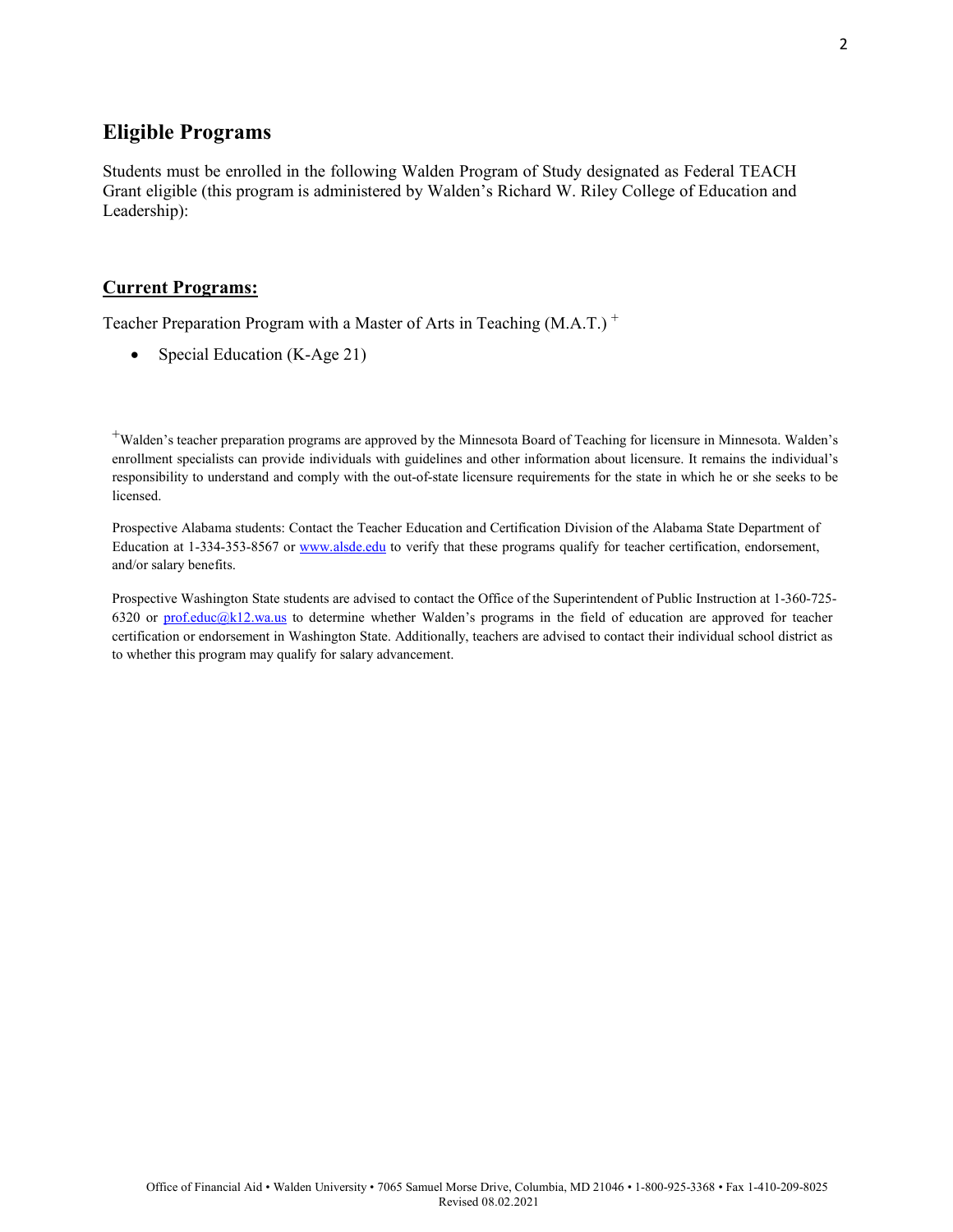## Eligible Programs

Students must be enrolled in the following Walden Program of Study designated as Federal TEACH Grant eligible (this program is administered by Walden's Richard W. Riley College of Education and Leadership):

### **Current Programs:**

Teacher Preparation Program with a Master of Arts in Teaching (M.A.T.) +

- Special Education (K-Age 21)

+Walden's teacher preparation programs are approved by the Minnesota Board of Teaching for licensure in Minnesota. Walden's enrollment specialists can provide individuals with guidelines and other information about licensure. It remains the individual's responsibility to understand and comply with the out-of-state licensure requirements for the state in which he or she seeks to be licensed.

Prospective Alabama students: Contact the Teacher Education and Certification Division of the Alabama State Department of Education at 1-334-353-8567 or www.alsde.edu to verify that these programs qualify for teacher certification, endorsement, and/or salary benefits.

Prospective Washington State students are advised to contact the Office of the Superintendent of Public Instruction at 1-360-725-6320 or prof.educ@k12.wa.us to determine whether Walden's programs in the field of education are approved for teacher certification or endorsement in Washington State. Additionally, teachers are advised to contact their individual school district as to whether this program may qualify for salary advancement.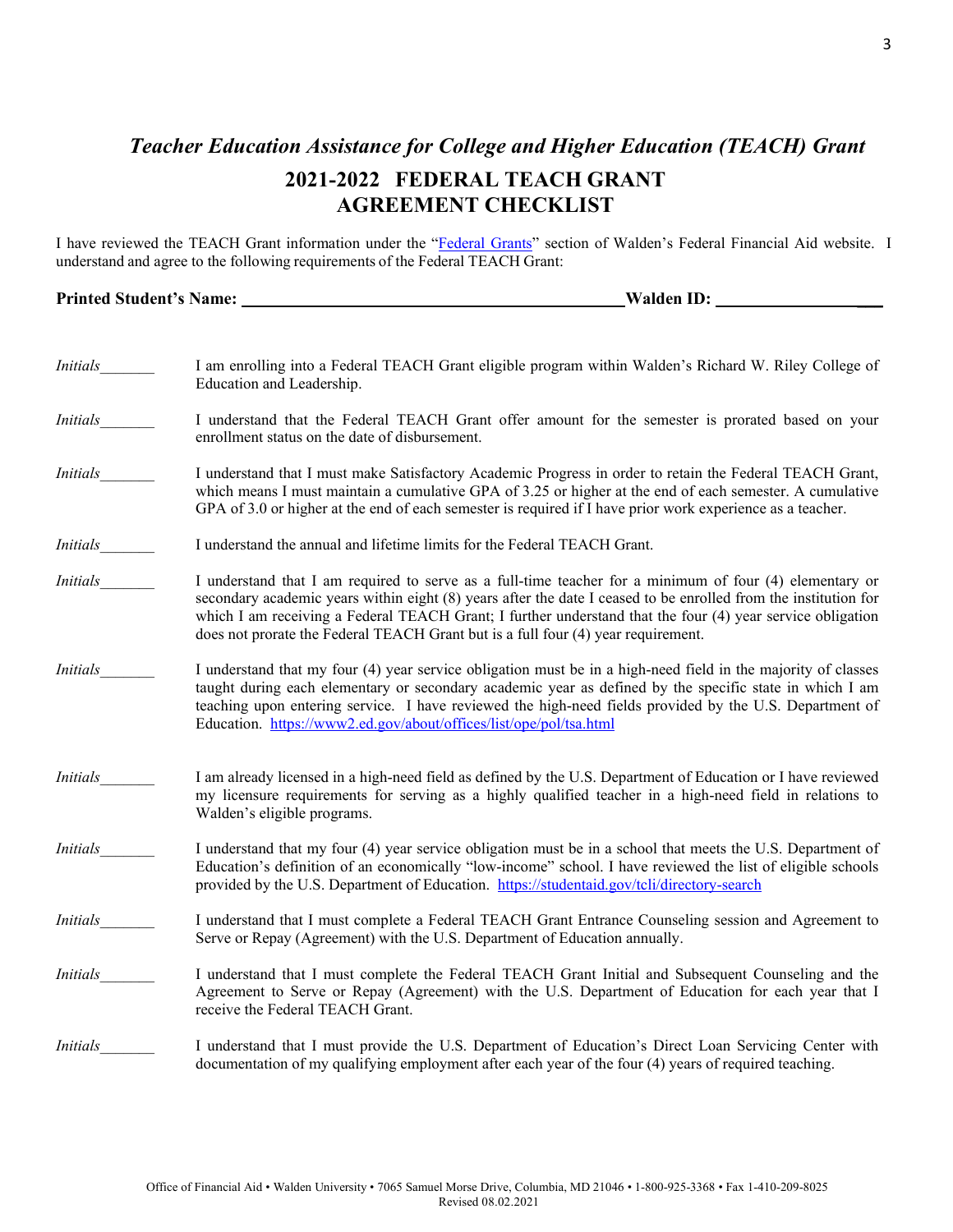## *Teacher Education Assistance for College and Higher Education (TEACH) Grant*

# 2021-2022 FEDERAL TEACH GRANT AGREEMENT CHECKLIST

I have reviewed the TEACH Grant information under the "Federal Grants" section of Walden's Federal Financial Aid website. I understand and agree to the following requirements of the Federal TEACH Grant:

**Printed Student's Name:** ____________________________________________ **Walden ID:** ____________________

*Initials*_______ I am enrolling into a Federal TEACH Grant eligible program within Walden's Richard W. Riley College of Education and Leadership.

*Initials*_______ I understand that the Federal TEACH Grant offer amount for the semester is prorated based on your enrollment status on the date of disbursement.

*Initials*_______ I understand that I must make Satisfactory Academic Progress in order to retain the Federal TEACH Grant, which means I must maintain a cumulative GPA of 3.25 or higher at the end of each semester. A cumulative GPA of 3.0 or higher at the end of each semester is required if I have prior work experience as a teacher.

*Initials*_______ I understand the annual and lifetime limits for the Federal TEACH Grant.

*Initials*_______ I understand that I am required to serve as a full-time teacher for a minimum of four (4) elementary or secondary academic years within eight (8) years after the date I ceased to be enrolled from the institution for which I am receiving a Federal TEACH Grant; I further understand that the four (4) year service obligation does not prorate the Federal TEACH Grant but is a full four (4) year requirement.

*Initials*_______ I understand that my four (4) year service obligation must be in a high-need field in the majority of classes taught during each elementary or secondary academic year as defined by the specific state in which I am teaching upon entering service. I have reviewed the high-need fields provided by the U.S. Department of Education. https://www2.ed.gov/about/offices/list/ope/pol/tsa.html

*Initials*_______ I am already licensed in a high-need field as defined by the U.S. Department of Education or I have reviewed my licensure requirements for serving as a highly qualified teacher in a high-need field in relations to Walden's eligible programs.

*Initials*_______ I understand that my four (4) year service obligation must be in a school that meets the U.S. Department of Education's definition of an economically "low-income" school. I have reviewed the list of eligible schools provided by the U.S. Department of Education. https://studentaid.gov/tcli/directory-search

*Initials*_______ I understand that I must complete a Federal TEACH Grant Entrance Counseling session and Agreement to Serve or Repay (Agreement) with the U.S. Department of Education annually.

*Initials*_______ I understand that I must complete the Federal TEACH Grant Initial and Subsequent Counseling and the Agreement to Serve or Repay (Agreement) with the U.S. Department of Education for each year that I receive the Federal TEACH Grant.

*Initials*_______ I understand that I must provide the U.S. Department of Education's Direct Loan Servicing Center with documentation of my qualifying employment after each year of the four (4) years of required teaching.

Office of Financial Aid • Walden University • 7065 Samuel Morse Drive, Columbia, MD 21046 • 1-800-925-3368 • Fax 1-410-209-8025
Revised 08.02.2021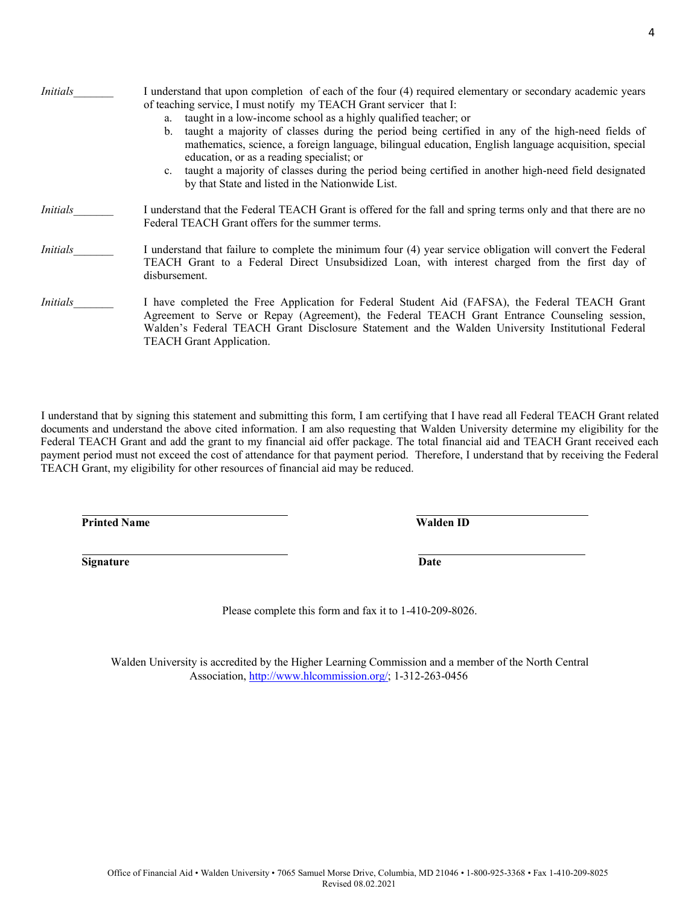*Initials*_______ I understand that upon completion of each of the four (4) required elementary or secondary academic years of teaching service, I must notify my TEACH Grant servicer that I:

a. taught in a low-income school as a highly qualified teacher; or
b. taught a majority of classes during the period being certified in any of the high-need fields of mathematics, science, a foreign language, bilingual education, English language acquisition, special education, or as a reading specialist; or
c. taught a majority of classes during the period being certified in another high-need field designated by that State and listed in the Nationwide List.

*Initials*_______ I understand that the Federal TEACH Grant is offered for the fall and spring terms only and that there are no Federal TEACH Grant offers for the summer terms.

*Initials*_______ I understand that failure to complete the minimum four (4) year service obligation will convert the Federal TEACH Grant to a Federal Direct Unsubsidized Loan, with interest charged from the first day of disbursement.

*Initials*_______ I have completed the Free Application for Federal Student Aid (FAFSA), the Federal TEACH Grant Agreement to Serve or Repay (Agreement), the Federal TEACH Grant Entrance Counseling session, Walden's Federal TEACH Grant Disclosure Statement and the Walden University Institutional Federal TEACH Grant Application.

I understand that by signing this statement and submitting this form, I am certifying that I have read all Federal TEACH Grant related documents and understand the above cited information. I am also requesting that Walden University determine my eligibility for the Federal TEACH Grant and add the grant to my financial aid offer package. The total financial aid and TEACH Grant received each payment period must not exceed the cost of attendance for that payment period. Therefore, I understand that by receiving the Federal TEACH Grant, my eligibility for other resources of financial aid may be reduced.

______________________________ ______________________________
**Printed Name** **Walden ID**

______________________________ ______________________________
**Signature** **Date**

Please complete this form and fax it to 1-410-209-8026.

Walden University is accredited by the Higher Learning Commission and a member of the North Central Association, http://www.hlcommission.org/; 1-312-263-0456

Office of Financial Aid • Walden University • 7065 Samuel Morse Drive, Columbia, MD 21046 • 1-800-925-3368 • Fax 1-410-209-8025
Revised 08.02.2021